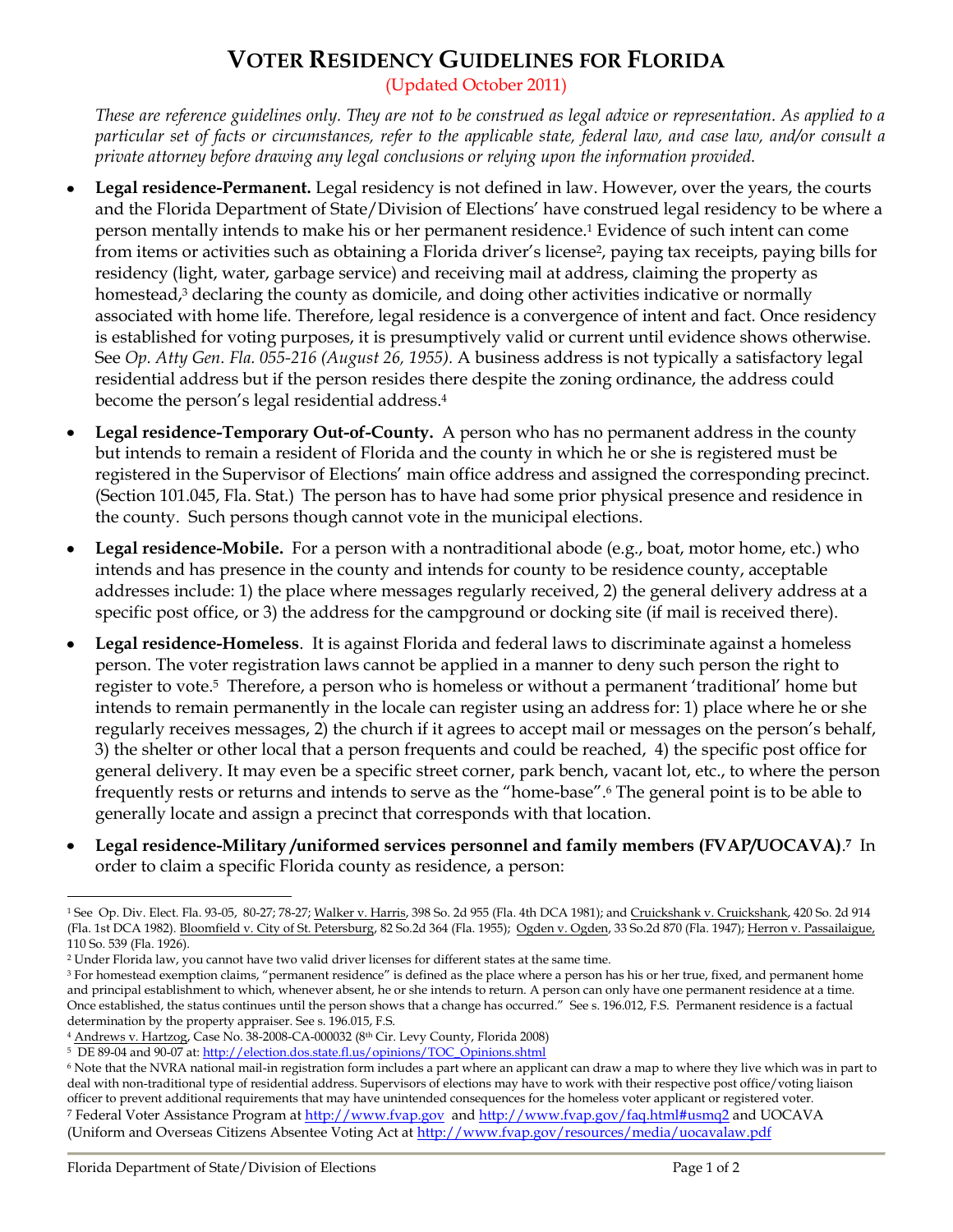# VOTER RESIDENCY GUIDELINES FOR FLORIDA

(Updated October 2011)

*These are reference guidelines only. They are not to be construed as legal advice or representation. As applied to a particular set of facts or circumstances, refer to the applicable state, federal law, and case law, and/or consult a private attorney before drawing any legal conclusions or relying upon the information provided.*

- **Legal residence-Permanent.** Legal residency is not defined in law. However, over the years, the courts and the Florida Department of State/Division of Elections' have construed legal residency to be where a person mentally intends to make his or her permanent residence.[1] Evidence of such intent can come from items or activities such as obtaining a Florida driver's license[2], paying tax receipts, paying bills for residency (light, water, garbage service) and receiving mail at address, claiming the property as homestead,[3] declaring the county as domicile, and doing other activities indicative or normally associated with home life. Therefore, legal residence is a convergence of intent and fact. Once residency is established for voting purposes, it is presumptively valid or current until evidence shows otherwise. See *Op. Atty Gen. Fla. 055-216 (August 26, 1955).* A business address is not typically a satisfactory legal residential address but if the person resides there despite the zoning ordinance, the address could become the person's legal residential address.[4]

- **Legal residence-Temporary Out-of-County.** A person who has no permanent address in the county but intends to remain a resident of Florida and the county in which he or she is registered must be registered in the Supervisor of Elections' main office address and assigned the corresponding precinct. (Section 101.045, Fla. Stat.) The person has to have had some prior physical presence and residence in the county. Such persons though cannot vote in the municipal elections.

- **Legal residence-Mobile.** For a person with a nontraditional abode (e.g., boat, motor home, etc.) who intends and has presence in the county and intends for county to be residence county, acceptable addresses include: 1) the place where messages regularly received, 2) the general delivery address at a specific post office, or 3) the address for the campground or docking site (if mail is received there).

- **Legal residence-Homeless**. It is against Florida and federal laws to discriminate against a homeless person. The voter registration laws cannot be applied in a manner to deny such person the right to register to vote.[5] Therefore, a person who is homeless or without a permanent 'traditional' home but intends to remain permanently in the locale can register using an address for: 1) place where he or she regularly receives messages, 2) the church if it agrees to accept mail or messages on the person's behalf, 3) the shelter or other local that a person frequents and could be reached, 4) the specific post office for general delivery. It may even be a specific street corner, park bench, vacant lot, etc., to where the person frequently rests or returns and intends to serve as the "home-base".[6] The general point is to be able to generally locate and assign a precinct that corresponds with that location.

- **Legal residence-Military /uniformed services personnel and family members (FVAP/UOCAVA).[7]** In order to claim a specific Florida county as residence, a person:

---

[1] See Op. Div. Elect. Fla. 93-05, 80-27; 78-27; Walker v. Harris, 398 So. 2d 955 (Fla. 4th DCA 1981); and Cruickshank v. Cruickshank, 420 So. 2d 914 (Fla. 1st DCA 1982). Bloomfield v. City of St. Petersburg, 82 So.2d 364 (Fla. 1955); Ogden v. Ogden, 33 So.2d 870 (Fla. 1947); Herron v. Passailaigue, 110 So. 539 (Fla. 1926).

[2] Under Florida law, you cannot have two valid driver licenses for different states at the same time.

[3] For homestead exemption claims, "permanent residence" is defined as the place where a person has his or her true, fixed, and permanent home and principal establishment to which, whenever absent, he or she intends to return. A person can only have one permanent residence at a time. Once established, the status continues until the person shows that a change has occurred." See s. 196.012, F.S. Permanent residence is a factual determination by the property appraiser. See s. 196.015, F.S.

[4] Andrews v. Hartzog, Case No. 38-2008-CA-000032 (8th Cir. Levy County, Florida 2008)

[5] DE 89-04 and 90-07 at: http://election.dos.state.fl.us/opinions/TOC_Opinions.shtml

[6] Note that the NVRA national mail-in registration form includes a part where an applicant can draw a map to where they live which was in part to deal with non-traditional type of residential address. Supervisors of elections may have to work with their respective post office/voting liaison officer to prevent additional requirements that may have unintended consequences for the homeless voter applicant or registered voter.

[7] Federal Voter Assistance Program at http://www.fvap.gov and http://www.fvap.gov/faq.html#usmq2 and UOCAVA (Uniform and Overseas Citizens Absentee Voting Act at http://www.fvap.gov/resources/media/uocavalaw.pdf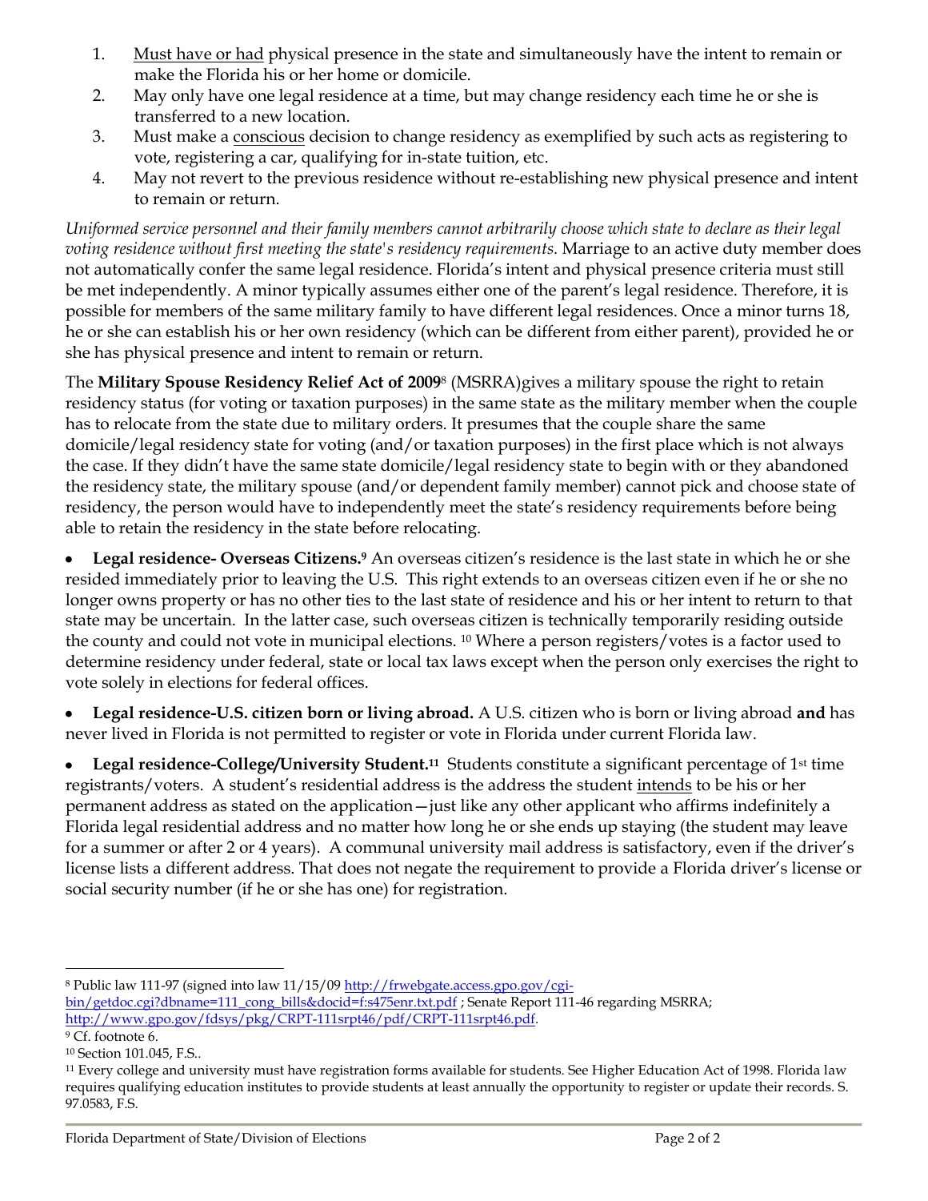1. Must have or had physical presence in the state and simultaneously have the intent to remain or make the Florida his or her home or domicile.
2. May only have one legal residence at a time, but may change residency each time he or she is transferred to a new location.
3. Must make a conscious decision to change residency as exemplified by such acts as registering to vote, registering a car, qualifying for in-state tuition, etc.
4. May not revert to the previous residence without re-establishing new physical presence and intent to remain or return.

*Uniformed service personnel and their family members cannot arbitrarily choose which state to declare as their legal voting residence without first meeting the state's residency requirements.* Marriage to an active duty member does not automatically confer the same legal residence. Florida's intent and physical presence criteria must still be met independently. A minor typically assumes either one of the parent's legal residence. Therefore, it is possible for members of the same military family to have different legal residences. Once a minor turns 18, he or she can establish his or her own residency (which can be different from either parent), provided he or she has physical presence and intent to remain or return.

The **Military Spouse Residency Relief Act of 2009**[8] (MSRRA)gives a military spouse the right to retain residency status (for voting or taxation purposes) in the same state as the military member when the couple has to relocate from the state due to military orders. It presumes that the couple share the same domicile/legal residency state for voting (and/or taxation purposes) in the first place which is not always the case. If they didn't have the same state domicile/legal residency state to begin with or they abandoned the residency state, the military spouse (and/or dependent family member) cannot pick and choose state of residency, the person would have to independently meet the state's residency requirements before being able to retain the residency in the state before relocating.

- **Legal residence- Overseas Citizens.**[9] An overseas citizen's residence is the last state in which he or she resided immediately prior to leaving the U.S. This right extends to an overseas citizen even if he or she no longer owns property or has no other ties to the last state of residence and his or her intent to return to that state may be uncertain. In the latter case, such overseas citizen is technically temporarily residing outside the county and could not vote in municipal elections. [10] Where a person registers/votes is a factor used to determine residency under federal, state or local tax laws except when the person only exercises the right to vote solely in elections for federal offices.

- **Legal residence-U.S. citizen born or living abroad.** A U.S. citizen who is born or living abroad **and** has never lived in Florida is not permitted to register or vote in Florida under current Florida law.

- **Legal residence-College/University Student.**[11] Students constitute a significant percentage of 1st time registrants/voters. A student's residential address is the address the student intends to be his or her permanent address as stated on the application—just like any other applicant who affirms indefinitely a Florida legal residential address and no matter how long he or she ends up staying (the student may leave for a summer or after 2 or 4 years). A communal university mail address is satisfactory, even if the driver's license lists a different address. That does not negate the requirement to provide a Florida driver's license or social security number (if he or she has one) for registration.

---

[8] Public law 111-97 (signed into law 11/15/09 http://frwebgate.access.gpo.gov/cgi-bin/getdoc.cgi?dbname=111_cong_bills&docid=f:s475enr.txt.pdf ; Senate Report 111-46 regarding MSRRA; http://www.gpo.gov/fdsys/pkg/CRPT-111srpt46/pdf/CRPT-111srpt46.pdf.

[9] Cf. footnote 6.

[10] Section 101.045, F.S..

[11] Every college and university must have registration forms available for students. See Higher Education Act of 1998. Florida law requires qualifying education institutes to provide students at least annually the opportunity to register or update their records. S. 97.0583, F.S.

Florida Department of State/Division of Elections